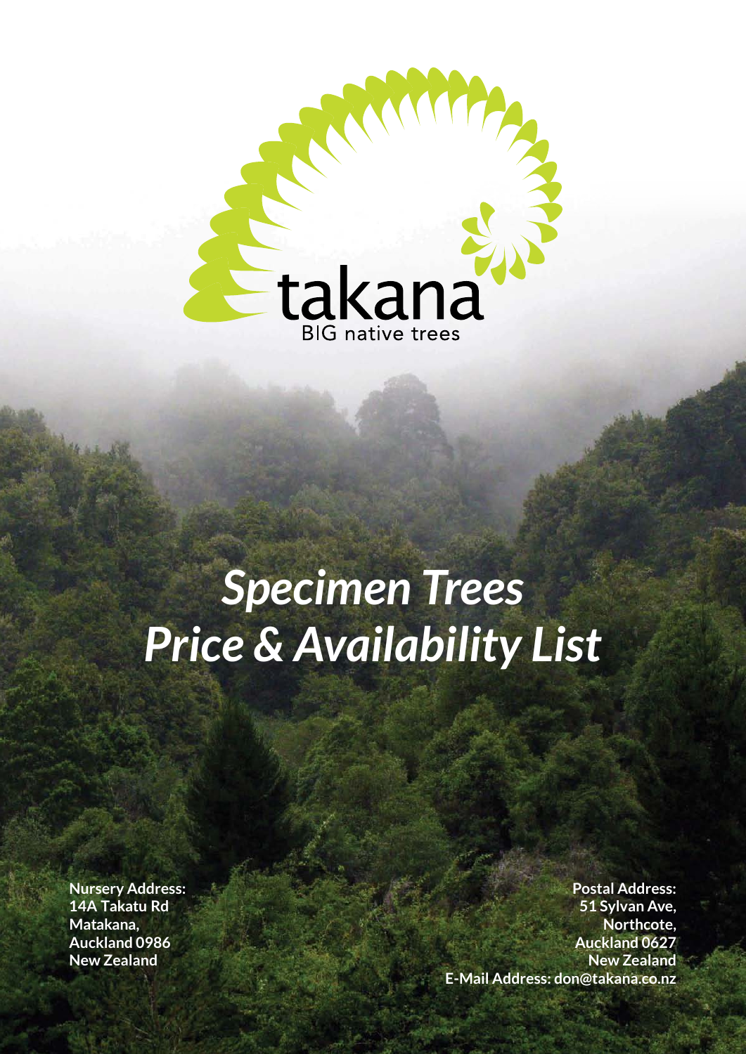takana

BIG native trees

# *Specimen Trees Price & Availability List*

**Nursery Address:**
**14A Takatu Rd**
**Matakana,**
**Auckland 0986**
**New Zealand**

**Postal Address:**
**51 Sylvan Ave,**
**Northcote,**
**Auckland 0627**
**New Zealand**
**E-Mail Address: don@takana.co.nz**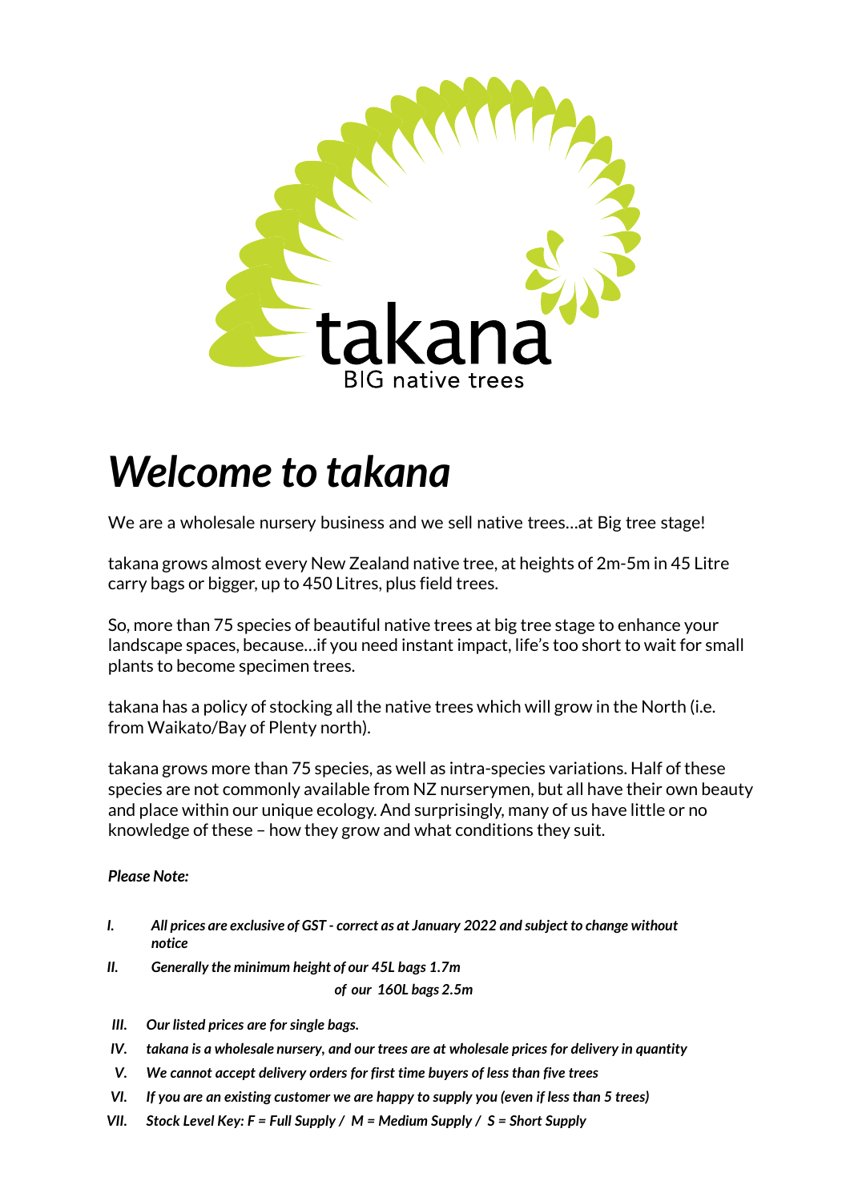takana

BIG native trees

# *Welcome to takana*

We are a wholesale nursery business and we sell native trees…at Big tree stage!

takana grows almost every New Zealand native tree, at heights of 2m-5m in 45 Litre carry bags or bigger, up to 450 Litres, plus field trees.

So, more than 75 species of beautiful native trees at big tree stage to enhance your landscape spaces, because…if you need instant impact, life's too short to wait for small plants to become specimen trees.

takana has a policy of stocking all the native trees which will grow in the North (i.e. from Waikato/Bay of Plenty north).

takana grows more than 75 species, as well as intra-species variations. Half of these species are not commonly available from NZ nurserymen, but all have their own beauty and place within our unique ecology. And surprisingly, many of us have little or no knowledge of these – how they grow and what conditions they suit.

***Please Note:***

- ***I.*** ***All prices are exclusive of GST - correct as at January 2022 and subject to change without notice***
- ***II.*** ***Generally the minimum height of our 45L bags 1.7m***
  ***of our 160L bags 2.5m***
- ***III.*** ***Our listed prices are for single bags.***
- ***IV.*** ***takana is a wholesale nursery, and our trees are at wholesale prices for delivery in quantity***
- ***V.*** ***We cannot accept delivery orders for first time buyers of less than five trees***
- ***VI.*** ***If you are an existing customer we are happy to supply you (even if less than 5 trees)***
- ***VII.*** ***Stock Level Key: F = Full Supply / M = Medium Supply / S = Short Supply***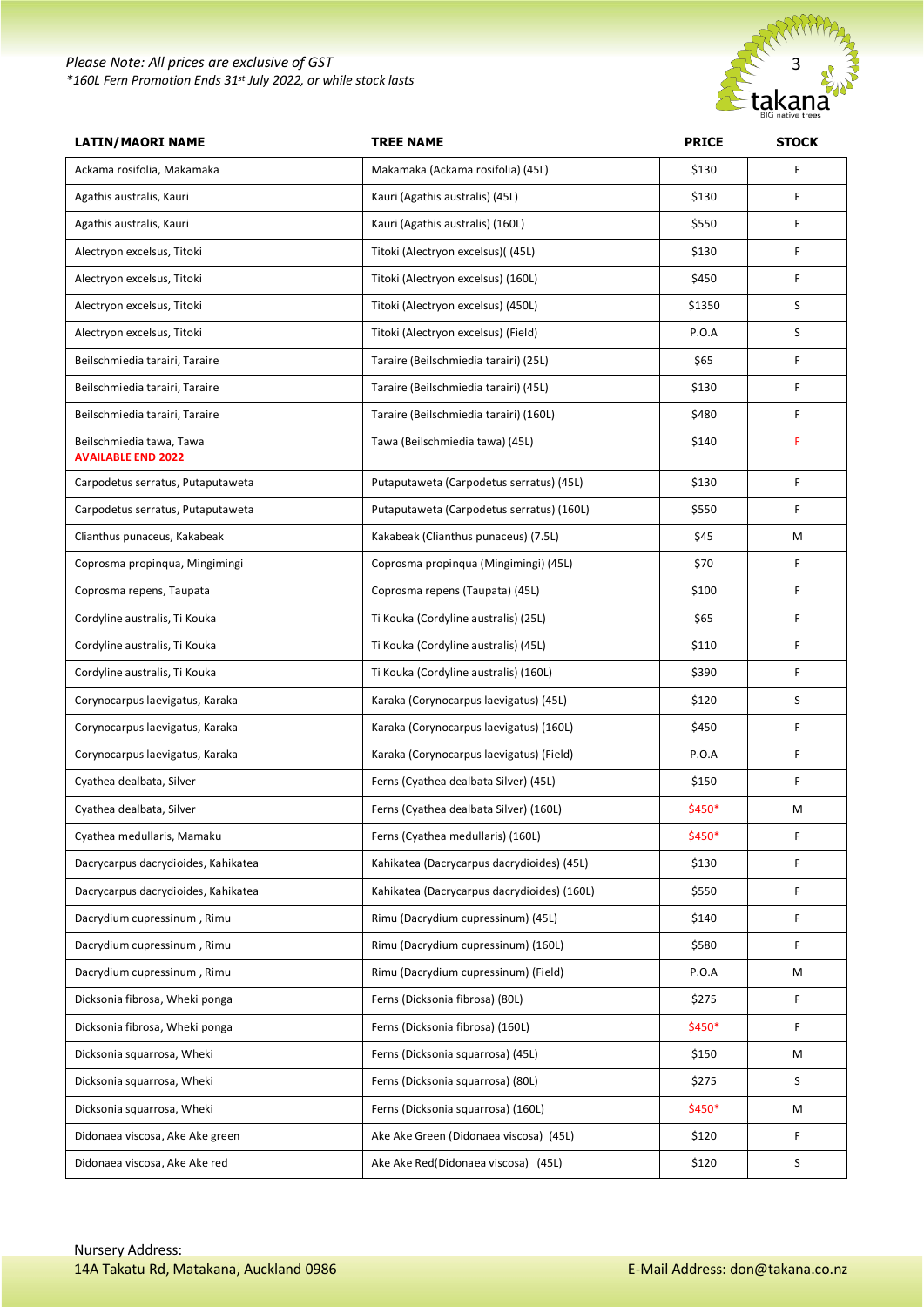*Please Note: All prices are exclusive of GST*
*\*160L Fern Promotion Ends 31st July 2022, or while stock lasts*

| LATIN/MAORI NAME | TREE NAME | PRICE | STOCK |
|---|---|---|---|
| Ackama rosifolia, Makamaka | Makamaka (Ackama rosifolia) (45L) | $130 | F |
| Agathis australis, Kauri | Kauri (Agathis australis) (45L) | $130 | F |
| Agathis australis, Kauri | Kauri (Agathis australis) (160L) | $550 | F |
| Alectryon excelsus, Titoki | Titoki (Alectryon excelsus)( (45L) | $130 | F |
| Alectryon excelsus, Titoki | Titoki (Alectryon excelsus) (160L) | $450 | F |
| Alectryon excelsus, Titoki | Titoki (Alectryon excelsus) (450L) | $1350 | S |
| Alectryon excelsus, Titoki | Titoki (Alectryon excelsus) (Field) | P.O.A | S |
| Beilschmiedia tarairi, Taraire | Taraire (Beilschmiedia tarairi) (25L) | $65 | F |
| Beilschmiedia tarairi, Taraire | Taraire (Beilschmiedia tarairi) (45L) | $130 | F |
| Beilschmiedia tarairi, Taraire | Taraire (Beilschmiedia tarairi) (160L) | $480 | F |
| Beilschmiedia tawa, Tawa **AVAILABLE END 2022** | Tawa (Beilschmiedia tawa) (45L) | $140 | F |
| Carpodetus serratus, Putaputaweta | Putaputaweta (Carpodetus serratus) (45L) | $130 | F |
| Carpodetus serratus, Putaputaweta | Putaputaweta (Carpodetus serratus) (160L) | $550 | F |
| Clianthus punaceus, Kakabeak | Kakabeak (Clianthus punaceus) (7.5L) | $45 | M |
| Coprosma propinqua, Mingimingi | Coprosma propinqua (Mingimingi) (45L) | $70 | F |
| Coprosma repens, Taupata | Coprosma repens (Taupata) (45L) | $100 | F |
| Cordyline australis, Ti Kouka | Ti Kouka (Cordyline australis) (25L) | $65 | F |
| Cordyline australis, Ti Kouka | Ti Kouka (Cordyline australis) (45L) | $110 | F |
| Cordyline australis, Ti Kouka | Ti Kouka (Cordyline australis) (160L) | $390 | F |
| Corynocarpus laevigatus, Karaka | Karaka (Corynocarpus laevigatus) (45L) | $120 | S |
| Corynocarpus laevigatus, Karaka | Karaka (Corynocarpus laevigatus) (160L) | $450 | F |
| Corynocarpus laevigatus, Karaka | Karaka (Corynocarpus laevigatus) (Field) | P.O.A | F |
| Cyathea dealbata, Silver | Ferns (Cyathea dealbata Silver) (45L) | $150 | F |
| Cyathea dealbata, Silver | Ferns (Cyathea dealbata Silver) (160L) | $450* | M |
| Cyathea medullaris, Mamaku | Ferns (Cyathea medullaris) (160L) | $450* | F |
| Dacrycarpus dacrydioides, Kahikatea | Kahikatea (Dacrycarpus dacrydioides) (45L) | $130 | F |
| Dacrycarpus dacrydioides, Kahikatea | Kahikatea (Dacrycarpus dacrydioides) (160L) | $550 | F |
| Dacrydium cupressinum , Rimu | Rimu (Dacrydium cupressinum) (45L) | $140 | F |
| Dacrydium cupressinum , Rimu | Rimu (Dacrydium cupressinum) (160L) | $580 | F |
| Dacrydium cupressinum , Rimu | Rimu (Dacrydium cupressinum) (Field) | P.O.A | M |
| Dicksonia fibrosa, Wheki ponga | Ferns (Dicksonia fibrosa) (80L) | $275 | F |
| Dicksonia fibrosa, Wheki ponga | Ferns (Dicksonia fibrosa) (160L) | $450* | F |
| Dicksonia squarrosa, Wheki | Ferns (Dicksonia squarrosa) (45L) | $150 | M |
| Dicksonia squarrosa, Wheki | Ferns (Dicksonia squarrosa) (80L) | $275 | S |
| Dicksonia squarrosa, Wheki | Ferns (Dicksonia squarrosa) (160L) | $450* | M |
| Didonaea viscosa, Ake Ake green | Ake Ake Green (Didonaea viscosa) (45L) | $120 | F |
| Didonaea viscosa, Ake Ake red | Ake Ake Red(Didonaea viscosa) (45L) | $120 | S |

Nursery Address:
14A Takatu Rd, Matakana, Auckland 0986

E-Mail Address: don@takana.co.nz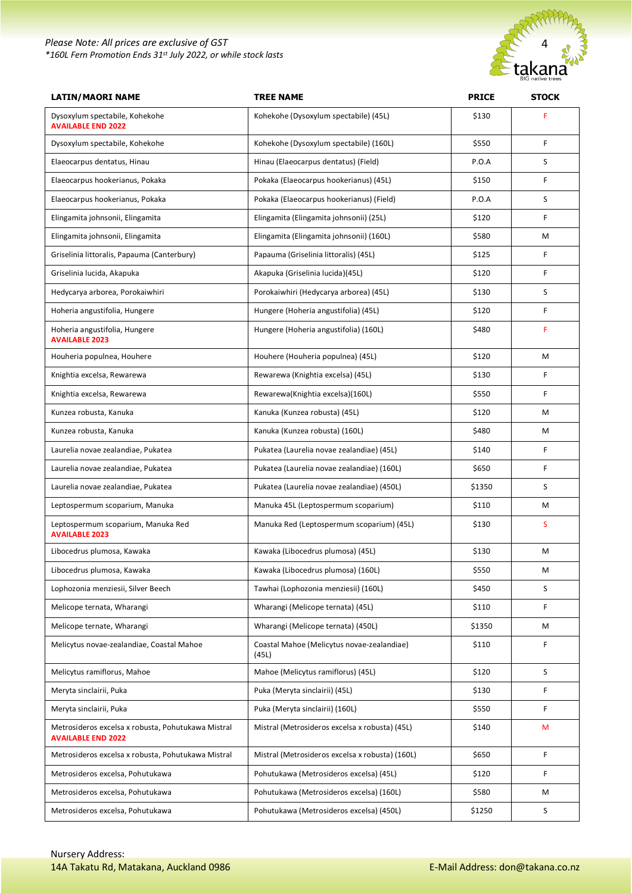*Please Note: All prices are exclusive of GST*
*\*160L Fern Promotion Ends 31st July 2022, or while stock lasts*

| LATIN/MAORI NAME | TREE NAME | PRICE | STOCK |
|---|---|---|---|
| Dysoxylum spectabile, Kohekohe **AVAILABLE END 2022** | Kohekohe (Dysoxylum spectabile) (45L) | $130 | F |
| Dysoxylum spectabile, Kohekohe | Kohekohe (Dysoxylum spectabile) (160L) | $550 | F |
| Elaeocarpus dentatus, Hinau | Hinau (Elaeocarpus dentatus) (Field) | P.O.A | S |
| Elaeocarpus hookerianus, Pokaka | Pokaka (Elaeocarpus hookerianus) (45L) | $150 | F |
| Elaeocarpus hookerianus, Pokaka | Pokaka (Elaeocarpus hookerianus) (Field) | P.O.A | S |
| Elingamita johnsonii, Elingamita | Elingamita (Elingamita johnsonii) (25L) | $120 | F |
| Elingamita johnsonii, Elingamita | Elingamita (Elingamita johnsonii) (160L) | $580 | M |
| Griselinia littoralis, Papauma (Canterbury) | Papauma (Griselinia littoralis) (45L) | $125 | F |
| Griselinia lucida, Akapuka | Akapuka (Griselinia lucida)(45L) | $120 | F |
| Hedycarya arborea, Porokaiwhiri | Porokaiwhiri (Hedycarya arborea) (45L) | $130 | S |
| Hoheria angustifolia, Hungere | Hungere (Hoheria angustifolia) (45L) | $120 | F |
| Hoheria angustifolia, Hungere **AVAILABLE 2023** | Hungere (Hoheria angustifolia) (160L) | $480 | F |
| Houheria populnea, Houhere | Houhere (Houheria populnea) (45L) | $120 | M |
| Knightia excelsa, Rewarewa | Rewarewa (Knightia excelsa) (45L) | $130 | F |
| Knightia excelsa, Rewarewa | Rewarewa(Knightia excelsa)(160L) | $550 | F |
| Kunzea robusta, Kanuka | Kanuka (Kunzea robusta) (45L) | $120 | M |
| Kunzea robusta, Kanuka | Kanuka (Kunzea robusta) (160L) | $480 | M |
| Laurelia novae zealandiae, Pukatea | Pukatea (Laurelia novae zealandiae) (45L) | $140 | F |
| Laurelia novae zealandiae, Pukatea | Pukatea (Laurelia novae zealandiae) (160L) | $650 | F |
| Laurelia novae zealandiae, Pukatea | Pukatea (Laurelia novae zealandiae) (450L) | $1350 | S |
| Leptospermum scoparium, Manuka | Manuka 45L (Leptospermum scoparium) | $110 | M |
| Leptospermum scoparium, Manuka Red **AVAILABLE 2023** | Manuka Red (Leptospermum scoparium) (45L) | $130 | S |
| Libocedrus plumosa, Kawaka | Kawaka (Libocedrus plumosa) (45L) | $130 | M |
| Libocedrus plumosa, Kawaka | Kawaka (Libocedrus plumosa) (160L) | $550 | M |
| Lophozonia menziesii, Silver Beech | Tawhai (Lophozonia menziesii) (160L) | $450 | S |
| Melicope ternata, Wharangi | Wharangi (Melicope ternata) (45L) | $110 | F |
| Melicope ternate, Wharangi | Wharangi (Melicope ternata) (450L) | $1350 | M |
| Melicytus novae-zealandiae, Coastal Mahoe | Coastal Mahoe (Melicytus novae-zealandiae) (45L) | $110 | F |
| Melicytus ramiflorus, Mahoe | Mahoe (Melicytus ramiflorus) (45L) | $120 | S |
| Meryta sinclairii, Puka | Puka (Meryta sinclairii) (45L) | $130 | F |
| Meryta sinclairii, Puka | Puka (Meryta sinclairii) (160L) | $550 | F |
| Metrosideros excelsa x robusta, Pohutukawa Mistral **AVAILABLE END 2022** | Mistral (Metrosideros excelsa x robusta) (45L) | $140 | M |
| Metrosideros excelsa x robusta, Pohutukawa Mistral | Mistral (Metrosideros excelsa x robusta) (160L) | $650 | F |
| Metrosideros excelsa, Pohutukawa | Pohutukawa (Metrosideros excelsa) (45L) | $120 | F |
| Metrosideros excelsa, Pohutukawa | Pohutukawa (Metrosideros excelsa) (160L) | $580 | M |
| Metrosideros excelsa, Pohutukawa | Pohutukawa (Metrosideros excelsa) (450L) | $1250 | S |

Nursery Address:
14A Takatu Rd, Matakana, Auckland 0986

E-Mail Address: don@takana.co.nz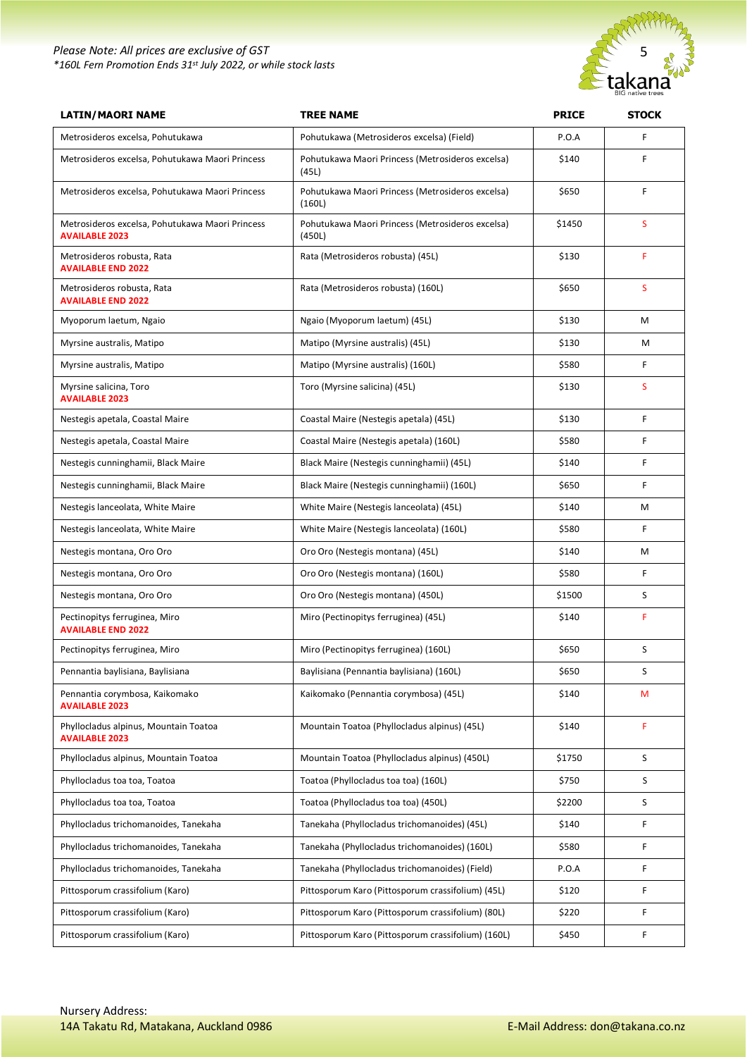*Please Note: All prices are exclusive of GST*
**160L Fern Promotion Ends 31st July 2022, or while stock lasts*

| LATIN/MAORI NAME | TREE NAME | PRICE | STOCK |
|---|---|---|---|
| Metrosideros excelsa, Pohutukawa | Pohutukawa (Metrosideros excelsa) (Field) | P.O.A | F |
| Metrosideros excelsa, Pohutukawa Maori Princess | Pohutukawa Maori Princess (Metrosideros excelsa) (45L) | $140 | F |
| Metrosideros excelsa, Pohutukawa Maori Princess | Pohutukawa Maori Princess (Metrosideros excelsa) (160L) | $650 | F |
| Metrosideros excelsa, Pohutukawa Maori Princess **AVAILABLE 2023** | Pohutukawa Maori Princess (Metrosideros excelsa) (450L) | $1450 | S |
| Metrosideros robusta, Rata **AVAILABLE END 2022** | Rata (Metrosideros robusta) (45L) | $130 | F |
| Metrosideros robusta, Rata **AVAILABLE END 2022** | Rata (Metrosideros robusta) (160L) | $650 | S |
| Myoporum laetum, Ngaio | Ngaio (Myoporum laetum) (45L) | $130 | M |
| Myrsine australis, Matipo | Matipo (Myrsine australis) (45L) | $130 | M |
| Myrsine australis, Matipo | Matipo (Myrsine australis) (160L) | $580 | F |
| Myrsine salicina, Toro **AVAILABLE 2023** | Toro (Myrsine salicina) (45L) | $130 | S |
| Nestegis apetala, Coastal Maire | Coastal Maire (Nestegis apetala) (45L) | $130 | F |
| Nestegis apetala, Coastal Maire | Coastal Maire (Nestegis apetala) (160L) | $580 | F |
| Nestegis cunninghamii, Black Maire | Black Maire (Nestegis cunninghamii) (45L) | $140 | F |
| Nestegis cunninghamii, Black Maire | Black Maire (Nestegis cunninghamii) (160L) | $650 | F |
| Nestegis lanceolata, White Maire | White Maire (Nestegis lanceolata) (45L) | $140 | M |
| Nestegis lanceolata, White Maire | White Maire (Nestegis lanceolata) (160L) | $580 | F |
| Nestegis montana, Oro Oro | Oro Oro (Nestegis montana) (45L) | $140 | M |
| Nestegis montana, Oro Oro | Oro Oro (Nestegis montana) (160L) | $580 | F |
| Nestegis montana, Oro Oro | Oro Oro (Nestegis montana) (450L) | $1500 | S |
| Pectinopitys ferruginea, Miro **AVAILABLE END 2022** | Miro (Pectinopitys ferruginea) (45L) | $140 | F |
| Pectinopitys ferruginea, Miro | Miro (Pectinopitys ferruginea) (160L) | $650 | S |
| Pennantia baylisiana, Baylisiana | Baylisiana (Pennantia baylisiana) (160L) | $650 | S |
| Pennantia corymbosa, Kaikomako **AVAILABLE 2023** | Kaikomako (Pennantia corymbosa) (45L) | $140 | M |
| Phyllocladus alpinus, Mountain Toatoa **AVAILABLE 2023** | Mountain Toatoa (Phyllocladus alpinus) (45L) | $140 | F |
| Phyllocladus alpinus, Mountain Toatoa | Mountain Toatoa (Phyllocladus alpinus) (450L) | $1750 | S |
| Phyllocladus toa toa, Toatoa | Toatoa (Phyllocladus toa toa) (160L) | $750 | S |
| Phyllocladus toa toa, Toatoa | Toatoa (Phyllocladus toa toa) (450L) | $2200 | S |
| Phyllocladus trichomanoides, Tanekaha | Tanekaha (Phyllocladus trichomanoides) (45L) | $140 | F |
| Phyllocladus trichomanoides, Tanekaha | Tanekaha (Phyllocladus trichomanoides) (160L) | $580 | F |
| Phyllocladus trichomanoides, Tanekaha | Tanekaha (Phyllocladus trichomanoides) (Field) | P.O.A | F |
| Pittosporum crassifolium (Karo) | Pittosporum Karo (Pittosporum crassifolium) (45L) | $120 | F |
| Pittosporum crassifolium (Karo) | Pittosporum Karo (Pittosporum crassifolium) (80L) | $220 | F |
| Pittosporum crassifolium (Karo) | Pittosporum Karo (Pittosporum crassifolium) (160L) | $450 | F |

Nursery Address:
14A Takatu Rd, Matakana, Auckland 0986

E-Mail Address: don@takana.co.nz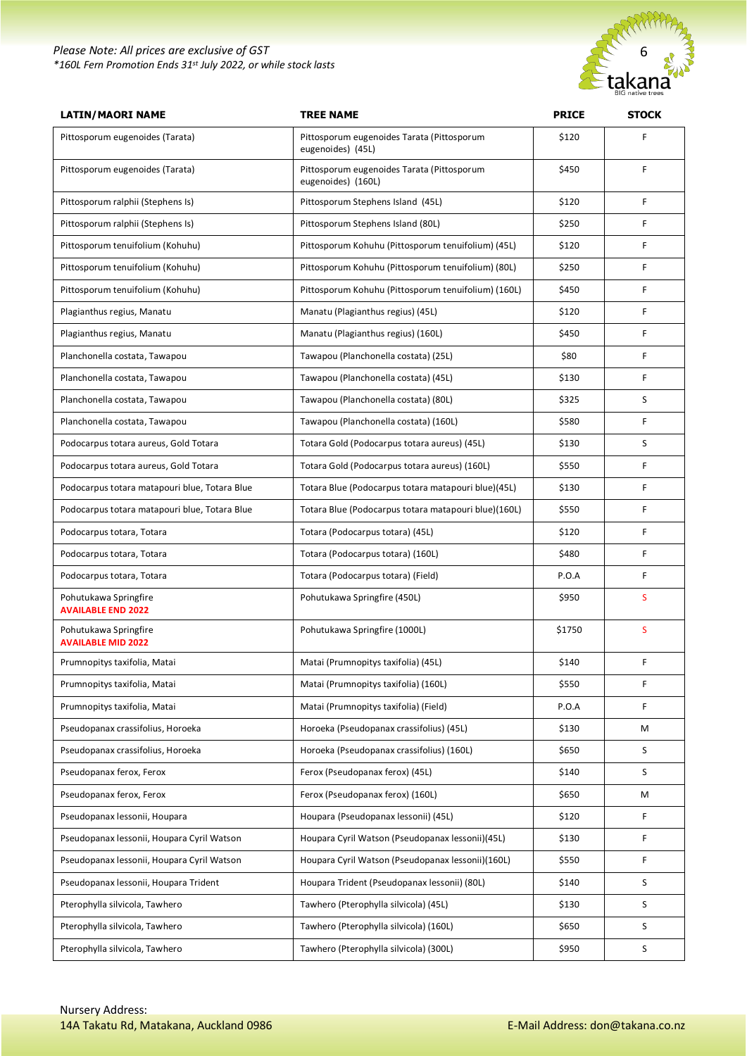*Please Note: All prices are exclusive of GST*
*\*160L Fern Promotion Ends 31st July 2022, or while stock lasts*

| LATIN/MAORI NAME | TREE NAME | PRICE | STOCK |
|---|---|---|---|
| Pittosporum eugenoides (Tarata) | Pittosporum eugenoides Tarata (Pittosporum eugenoides) (45L) | $120 | F |
| Pittosporum eugenoides (Tarata) | Pittosporum eugenoides Tarata (Pittosporum eugenoides) (160L) | $450 | F |
| Pittosporum ralphii (Stephens Is) | Pittosporum Stephens Island (45L) | $120 | F |
| Pittosporum ralphii (Stephens Is) | Pittosporum Stephens Island (80L) | $250 | F |
| Pittosporum tenuifolium (Kohuhu) | Pittosporum Kohuhu (Pittosporum tenuifolium) (45L) | $120 | F |
| Pittosporum tenuifolium (Kohuhu) | Pittosporum Kohuhu (Pittosporum tenuifolium) (80L) | $250 | F |
| Pittosporum tenuifolium (Kohuhu) | Pittosporum Kohuhu (Pittosporum tenuifolium) (160L) | $450 | F |
| Plagianthus regius, Manatu | Manatu (Plagianthus regius) (45L) | $120 | F |
| Plagianthus regius, Manatu | Manatu (Plagianthus regius) (160L) | $450 | F |
| Planchonella costata, Tawapou | Tawapou (Planchonella costata) (25L) | $80 | F |
| Planchonella costata, Tawapou | Tawapou (Planchonella costata) (45L) | $130 | F |
| Planchonella costata, Tawapou | Tawapou (Planchonella costata) (80L) | $325 | S |
| Planchonella costata, Tawapou | Tawapou (Planchonella costata) (160L) | $580 | F |
| Podocarpus totara aureus, Gold Totara | Totara Gold (Podocarpus totara aureus) (45L) | $130 | S |
| Podocarpus totara aureus, Gold Totara | Totara Gold (Podocarpus totara aureus) (160L) | $550 | F |
| Podocarpus totara matapouri blue, Totara Blue | Totara Blue (Podocarpus totara matapouri blue)(45L) | $130 | F |
| Podocarpus totara matapouri blue, Totara Blue | Totara Blue (Podocarpus totara matapouri blue)(160L) | $550 | F |
| Podocarpus totara, Totara | Totara (Podocarpus totara) (45L) | $120 | F |
| Podocarpus totara, Totara | Totara (Podocarpus totara) (160L) | $480 | F |
| Podocarpus totara, Totara | Totara (Podocarpus totara) (Field) | P.O.A | F |
| Pohutukawa Springfire **AVAILABLE END 2022** | Pohutukawa Springfire (450L) | $950 | S |
| Pohutukawa Springfire **AVAILABLE MID 2022** | Pohutukawa Springfire (1000L) | $1750 | S |
| Prumnopitys taxifolia, Matai | Matai (Prumnopitys taxifolia) (45L) | $140 | F |
| Prumnopitys taxifolia, Matai | Matai (Prumnopitys taxifolia) (160L) | $550 | F |
| Prumnopitys taxifolia, Matai | Matai (Prumnopitys taxifolia) (Field) | P.O.A | F |
| Pseudopanax crassifolius, Horoeka | Horoeka (Pseudopanax crassifolius) (45L) | $130 | M |
| Pseudopanax crassifolius, Horoeka | Horoeka (Pseudopanax crassifolius) (160L) | $650 | S |
| Pseudopanax ferox, Ferox | Ferox (Pseudopanax ferox) (45L) | $140 | S |
| Pseudopanax ferox, Ferox | Ferox (Pseudopanax ferox) (160L) | $650 | M |
| Pseudopanax lessonii, Houpara | Houpara (Pseudopanax lessonii) (45L) | $120 | F |
| Pseudopanax lessonii, Houpara Cyril Watson | Houpara Cyril Watson (Pseudopanax lessonii)(45L) | $130 | F |
| Pseudopanax lessonii, Houpara Cyril Watson | Houpara Cyril Watson (Pseudopanax lessonii)(160L) | $550 | F |
| Pseudopanax lessonii, Houpara Trident | Houpara Trident (Pseudopanax lessonii) (80L) | $140 | S |
| Pterophylla silvicola, Tawhero | Tawhero (Pterophylla silvicola) (45L) | $130 | S |
| Pterophylla silvicola, Tawhero | Tawhero (Pterophylla silvicola) (160L) | $650 | S |
| Pterophylla silvicola, Tawhero | Tawhero (Pterophylla silvicola) (300L) | $950 | S |

Nursery Address:
14A Takatu Rd, Matakana, Auckland 0986

E-Mail Address: don@takana.co.nz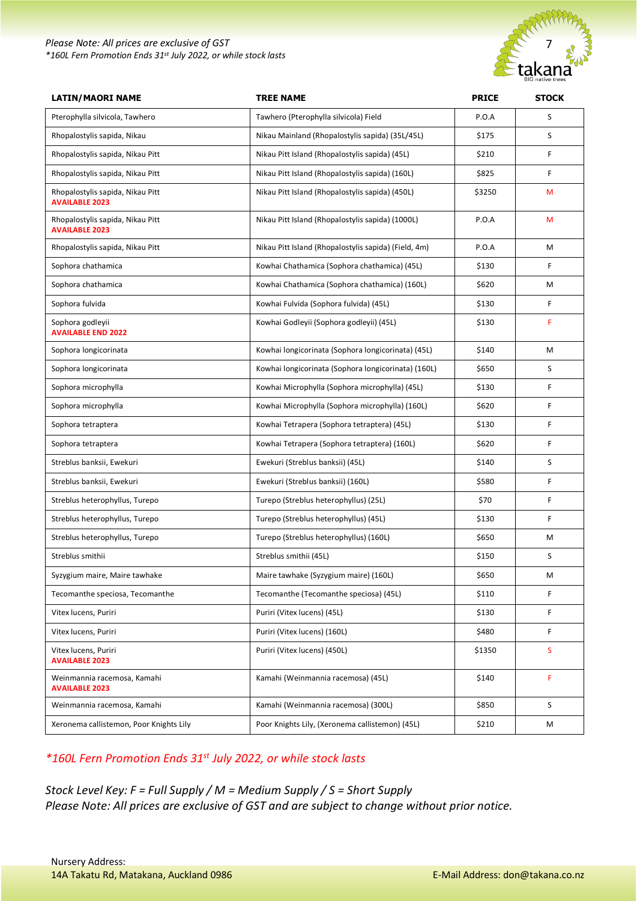*Please Note: All prices are exclusive of GST*
*\*160L Fern Promotion Ends 31st July 2022, or while stock lasts*

| LATIN/MAORI NAME | TREE NAME | PRICE | STOCK |
|---|---|---|---|
| Pterophylla silvicola, Tawhero | Tawhero (Pterophylla silvicola) Field | P.O.A | S |
| Rhopalostylis sapida, Nikau | Nikau Mainland (Rhopalostylis sapida) (35L/45L) | $175 | S |
| Rhopalostylis sapida, Nikau Pitt | Nikau Pitt Island (Rhopalostylis sapida) (45L) | $210 | F |
| Rhopalostylis sapida, Nikau Pitt | Nikau Pitt Island (Rhopalostylis sapida) (160L) | $825 | F |
| Rhopalostylis sapida, Nikau Pitt **AVAILABLE 2023** | Nikau Pitt Island (Rhopalostylis sapida) (450L) | $3250 | M |
| Rhopalostylis sapida, Nikau Pitt **AVAILABLE 2023** | Nikau Pitt Island (Rhopalostylis sapida) (1000L) | P.O.A | M |
| Rhopalostylis sapida, Nikau Pitt | Nikau Pitt Island (Rhopalostylis sapida) (Field, 4m) | P.O.A | M |
| Sophora chathamica | Kowhai Chathamica (Sophora chathamica) (45L) | $130 | F |
| Sophora chathamica | Kowhai Chathamica (Sophora chathamica) (160L) | $620 | M |
| Sophora fulvida | Kowhai Fulvida (Sophora fulvida) (45L) | $130 | F |
| Sophora godleyii **AVAILABLE END 2022** | Kowhai Godleyii (Sophora godleyii) (45L) | $130 | F |
| Sophora longicorinata | Kowhai longicorinata (Sophora longicorinata) (45L) | $140 | M |
| Sophora longicorinata | Kowhai longicorinata (Sophora longicorinata) (160L) | $650 | S |
| Sophora microphylla | Kowhai Microphylla (Sophora microphylla) (45L) | $130 | F |
| Sophora microphylla | Kowhai Microphylla (Sophora microphylla) (160L) | $620 | F |
| Sophora tetraptera | Kowhai Tetrapera (Sophora tetraptera) (45L) | $130 | F |
| Sophora tetraptera | Kowhai Tetrapera (Sophora tetraptera) (160L) | $620 | F |
| Streblus banksii, Ewekuri | Ewekuri (Streblus banksii) (45L) | $140 | S |
| Streblus banksii, Ewekuri | Ewekuri (Streblus banksii) (160L) | $580 | F |
| Streblus heterophyllus, Turepo | Turepo (Streblus heterophyllus) (25L) | $70 | F |
| Streblus heterophyllus, Turepo | Turepo (Streblus heterophyllus) (45L) | $130 | F |
| Streblus heterophyllus, Turepo | Turepo (Streblus heterophyllus) (160L) | $650 | M |
| Streblus smithii | Streblus smithii (45L) | $150 | S |
| Syzygium maire, Maire tawhake | Maire tawhake (Syzygium maire) (160L) | $650 | M |
| Tecomanthe speciosa, Tecomanthe | Tecomanthe (Tecomanthe speciosa) (45L) | $110 | F |
| Vitex lucens, Puriri | Puriri (Vitex lucens) (45L) | $130 | F |
| Vitex lucens, Puriri | Puriri (Vitex lucens) (160L) | $480 | F |
| Vitex lucens, Puriri **AVAILABLE 2023** | Puriri (Vitex lucens) (450L) | $1350 | S |
| Weinmannia racemosa, Kamahi **AVAILABLE 2023** | Kamahi (Weinmannia racemosa) (45L) | $140 | F |
| Weinmannia racemosa, Kamahi | Kamahi (Weinmannia racemosa) (300L) | $850 | S |
| Xeronema callistemon, Poor Knights Lily | Poor Knights Lily, (Xeronema callistemon) (45L) | $210 | M |

*\*160L Fern Promotion Ends 31st July 2022, or while stock lasts*

*Stock Level Key: F = Full Supply / M = Medium Supply / S = Short Supply*
*Please Note: All prices are exclusive of GST and are subject to change without prior notice.*

Nursery Address:
14A Takatu Rd, Matakana, Auckland 0986

E-Mail Address: don@takana.co.nz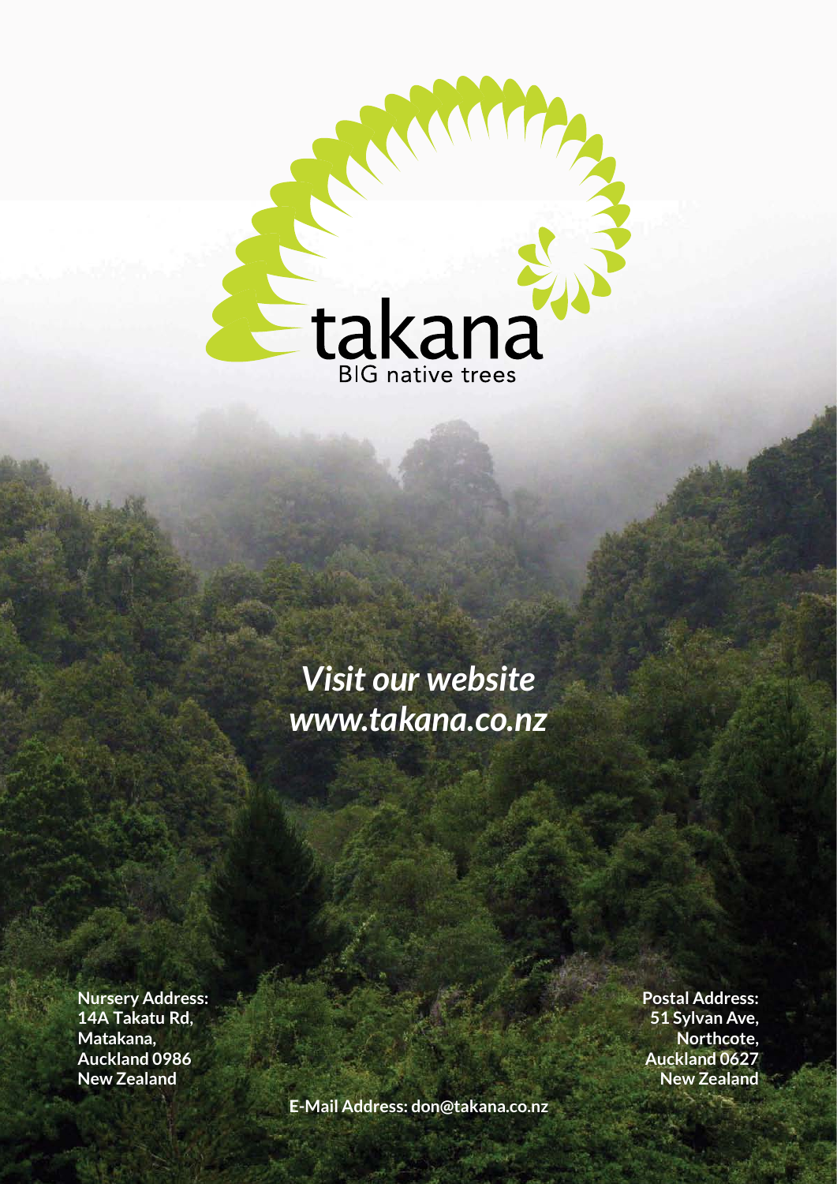takana

BIG native trees

*Visit our website*
*www.takana.co.nz*

**Nursery Address:**
**14A Takatu Rd,**
**Matakana,**
**Auckland 0986**
**New Zealand**

**Postal Address:**
**51 Sylvan Ave,**
**Northcote,**
**Auckland 0627**
**New Zealand**

**E-Mail Address: don@takana.co.nz**